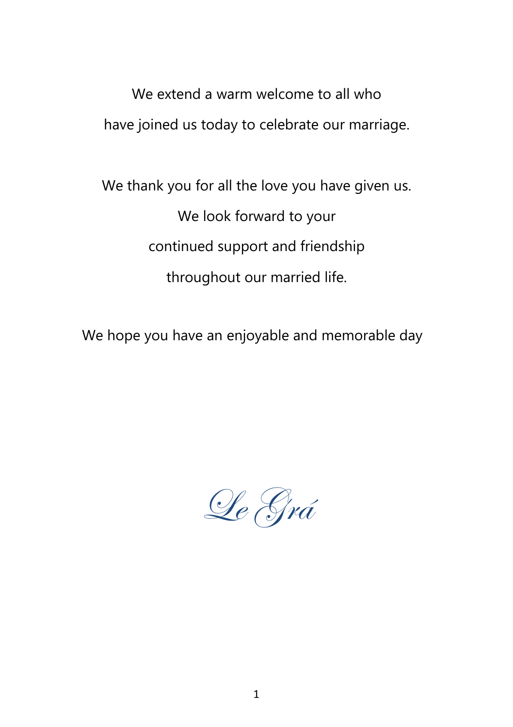We extend a warm welcome to all who

have joined us today to celebrate our marriage.

We thank you for all the love you have given us.

We look forward to your

continued support and friendship

throughout our married life.

We hope you have an enjoyable and memorable day

*Le Grá*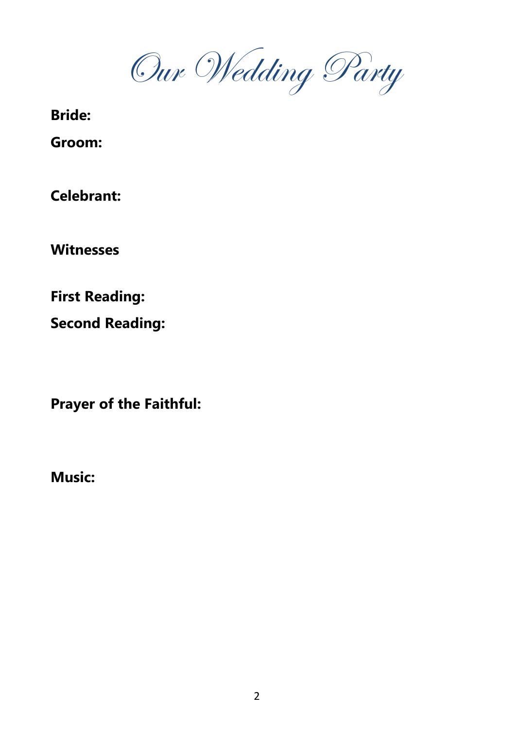# Our Wedding Party

**Bride:**

**Groom:**

**Celebrant:**

**Witnesses**

**First Reading:**

**Second Reading:**

**Prayer of the Faithful:**

**Music:**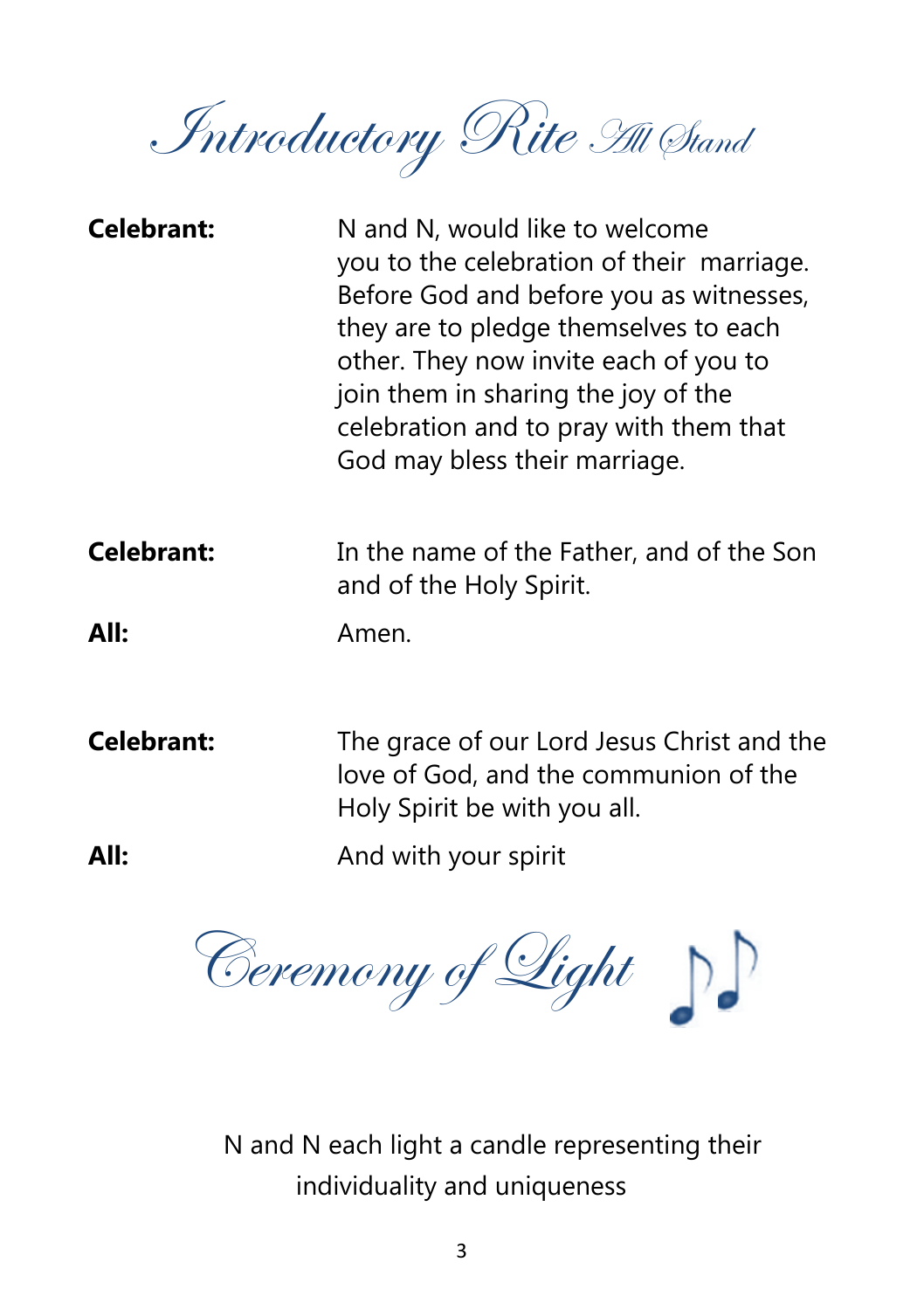# Introductory Rite *All Stand*

**Celebrant:** N and N, would like to welcome you to the celebration of their marriage. Before God and before you as witnesses, they are to pledge themselves to each other. They now invite each of you to join them in sharing the joy of the celebration and to pray with them that God may bless their marriage.

**Celebrant:** In the name of the Father, and of the Son and of the Holy Spirit.

**All:** Amen.

**Celebrant:** The grace of our Lord Jesus Christ and the love of God, and the communion of the Holy Spirit be with you all.

**All:** And with your spirit

# Ceremony of Light

N and N each light a candle representing their individuality and uniqueness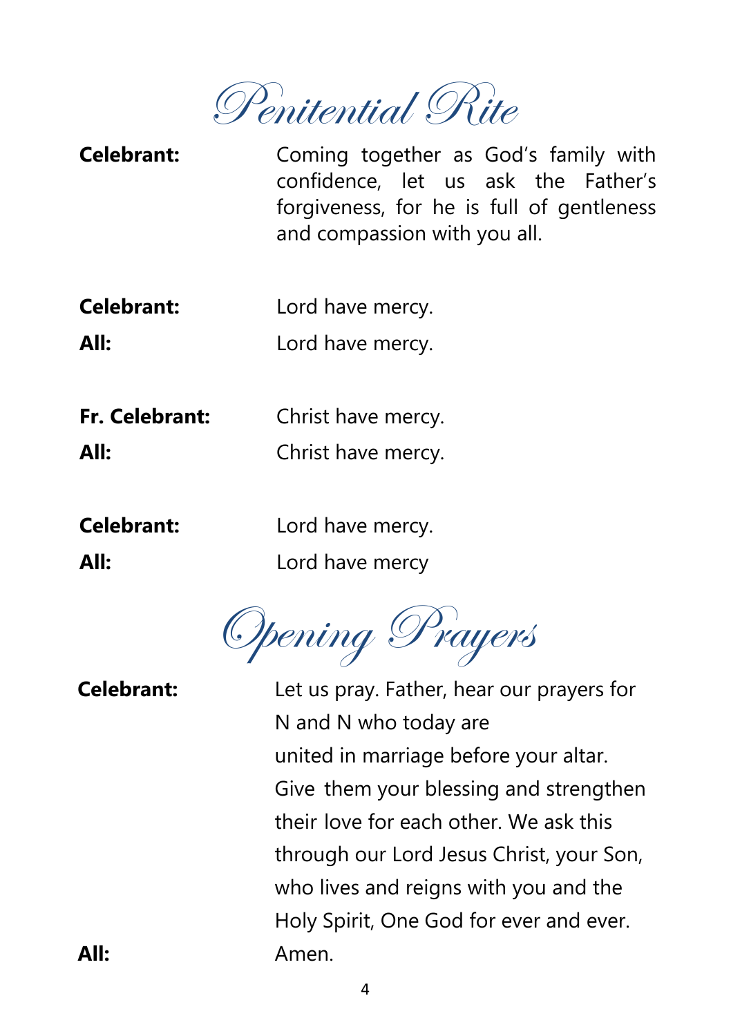# Penitential Rite

**Celebrant:** Coming together as God's family with confidence, let us ask the Father's forgiveness, for he is full of gentleness and compassion with you all.

**Celebrant:** Lord have mercy.

**All:** Lord have mercy.

**Fr. Celebrant:** Christ have mercy.

**All:** Christ have mercy.

**Celebrant:** Lord have mercy.

**All:** Lord have mercy

# Opening Prayers

**Celebrant:** Let us pray. Father, hear our prayers for N and N who today are united in marriage before your altar. Give them your blessing and strengthen their love for each other. We ask this through our Lord Jesus Christ, your Son, who lives and reigns with you and the Holy Spirit, One God for ever and ever.

**All:** Amen.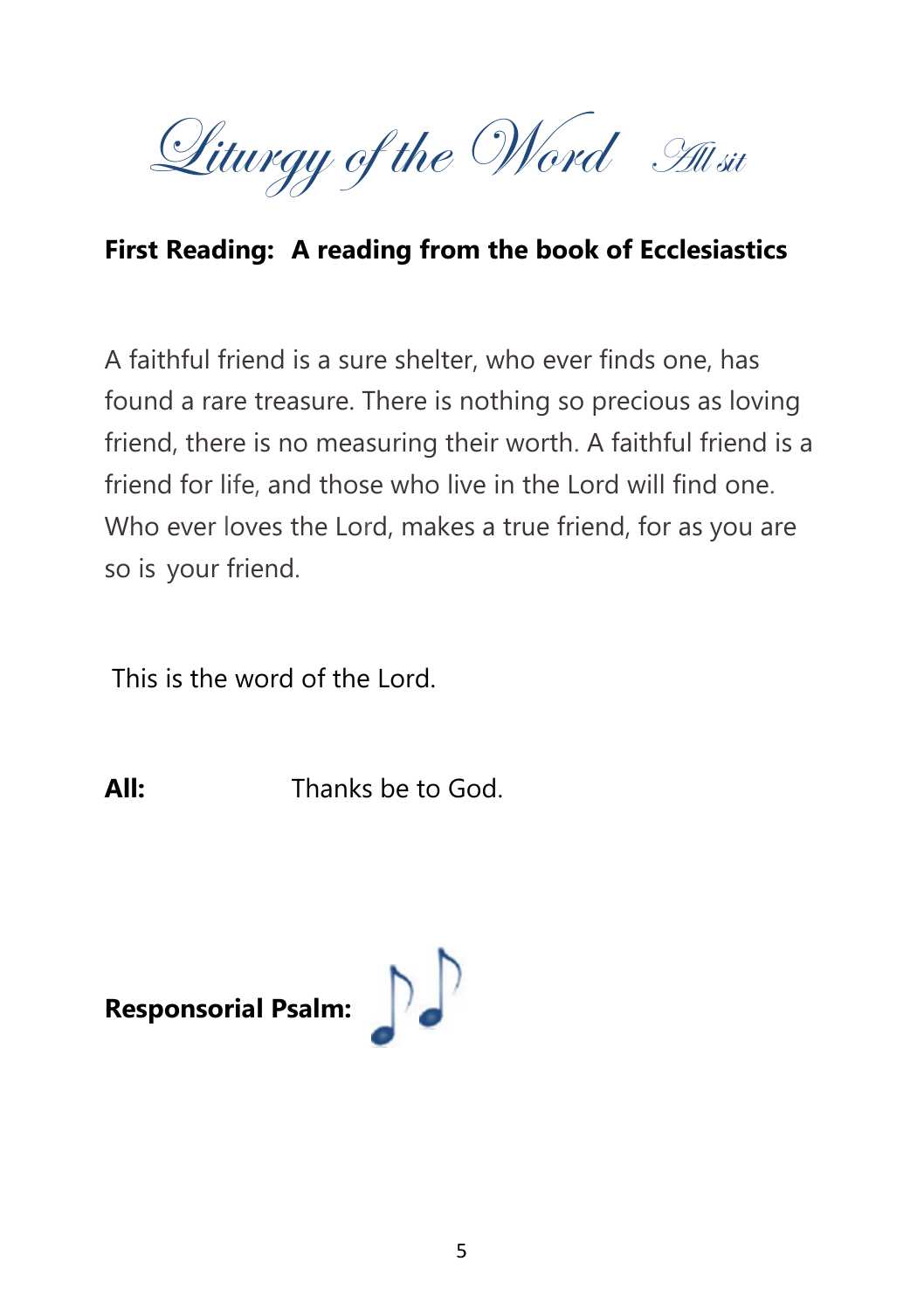# *Liturgy of the Word* *All sit*

**First Reading: A reading from the book of Ecclesiastics**

A faithful friend is a sure shelter, who ever finds one, has found a rare treasure. There is nothing so precious as loving friend, there is no measuring their worth. A faithful friend is a friend for life, and those who live in the Lord will find one. Who ever loves the Lord, makes a true friend, for as you are so is your friend.

This is the word of the Lord.

**All:** Thanks be to God.

**Responsorial Psalm:**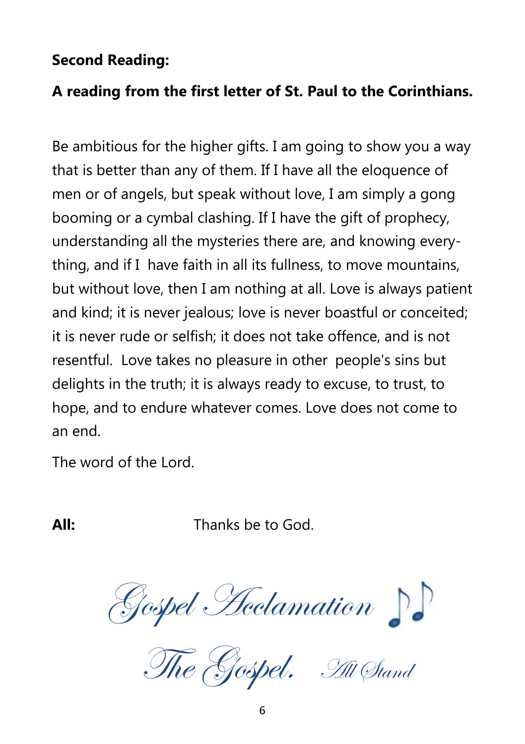**Second Reading:**

**A reading from the first letter of St. Paul to the Corinthians.**

Be ambitious for the higher gifts. I am going to show you a way that is better than any of them. If I have all the eloquence of men or of angels, but speak without love, I am simply a gong booming or a cymbal clashing. If I have the gift of prophecy, understanding all the mysteries there are, and knowing everything, and if I have faith in all its fullness, to move mountains, but without love, then I am nothing at all. Love is always patient and kind; it is never jealous; love is never boastful or conceited; it is never rude or selfish; it does not take offence, and is not resentful. Love takes no pleasure in other people's sins but delights in the truth; it is always ready to excuse, to trust, to hope, and to endure whatever comes. Love does not come to an end.

The word of the Lord.

**All:** Thanks be to God.

## *Gospel Acclamation* ♪♪

## *The Gospel.* *All Stand*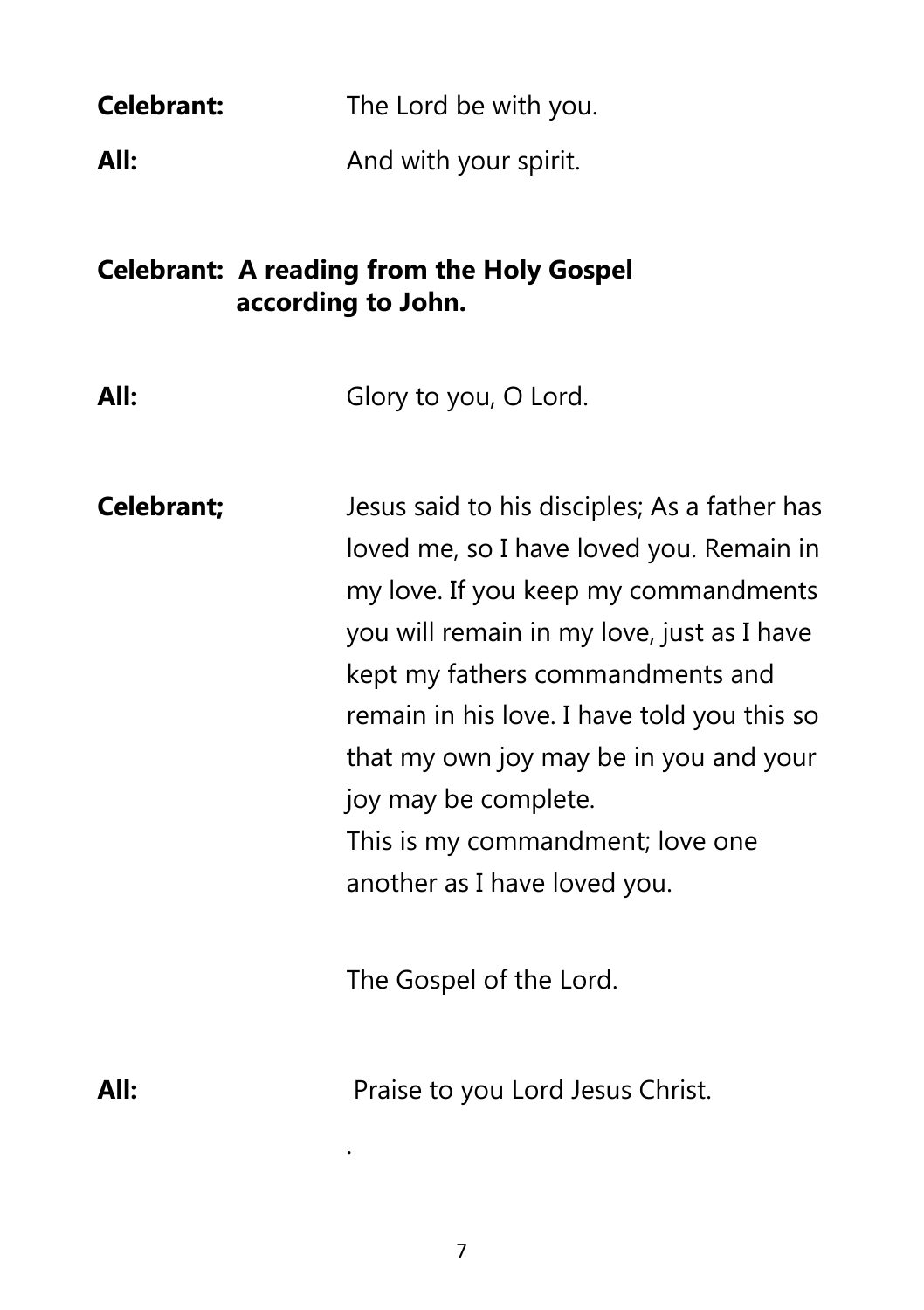**Celebrant:** The Lord be with you.

**All:** And with your spirit.

**Celebrant: A reading from the Holy Gospel according to John.**

**All:** Glory to you, O Lord.

**Celebrant;** Jesus said to his disciples; As a father has loved me, so I have loved you. Remain in my love. If you keep my commandments you will remain in my love, just as I have kept my fathers commandments and remain in his love. I have told you this so that my own joy may be in you and your joy may be complete.
This is my commandment; love one another as I have loved you.

The Gospel of the Lord.

**All:** Praise to you Lord Jesus Christ.

.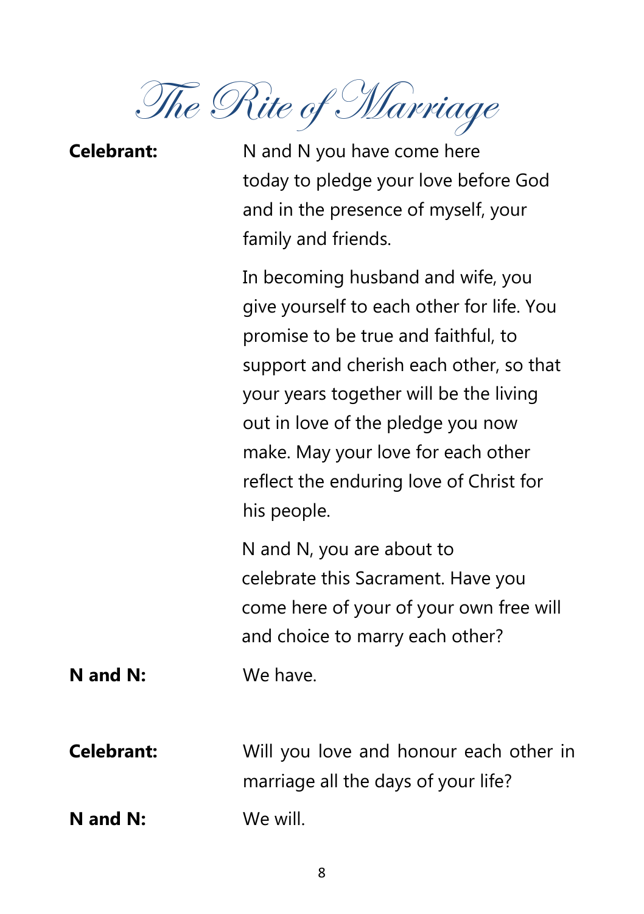# The Rite of Marriage

**Celebrant:** N and N you have come here today to pledge your love before God and in the presence of myself, your family and friends.

In becoming husband and wife, you give yourself to each other for life. You promise to be true and faithful, to support and cherish each other, so that your years together will be the living out in love of the pledge you now make. May your love for each other reflect the enduring love of Christ for his people.

N and N, you are about to celebrate this Sacrament. Have you come here of your of your own free will and choice to marry each other?

**N and N:** We have.

**Celebrant:** Will you love and honour each other in marriage all the days of your life?

**N and N:** We will.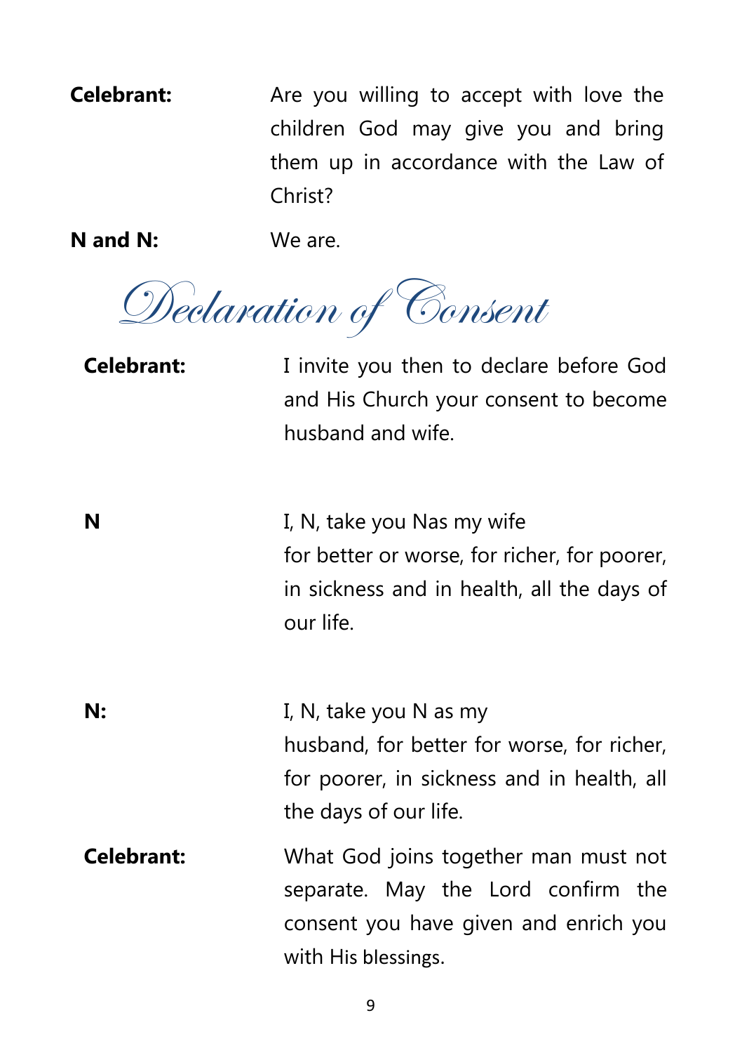**Celebrant:** Are you willing to accept with love the children God may give you and bring them up in accordance with the Law of Christ?

**N and N:** We are.

## Declaration of Consent

**Celebrant:** I invite you then to declare before God and His Church your consent to become husband and wife.

**N** I, N, take you Nas my wife
for better or worse, for richer, for poorer, in sickness and in health, all the days of our life.

**N:** I, N, take you N as my
husband, for better for worse, for richer, for poorer, in sickness and in health, all the days of our life.

**Celebrant:** What God joins together man must not separate. May the Lord confirm the consent you have given and enrich you with His blessings.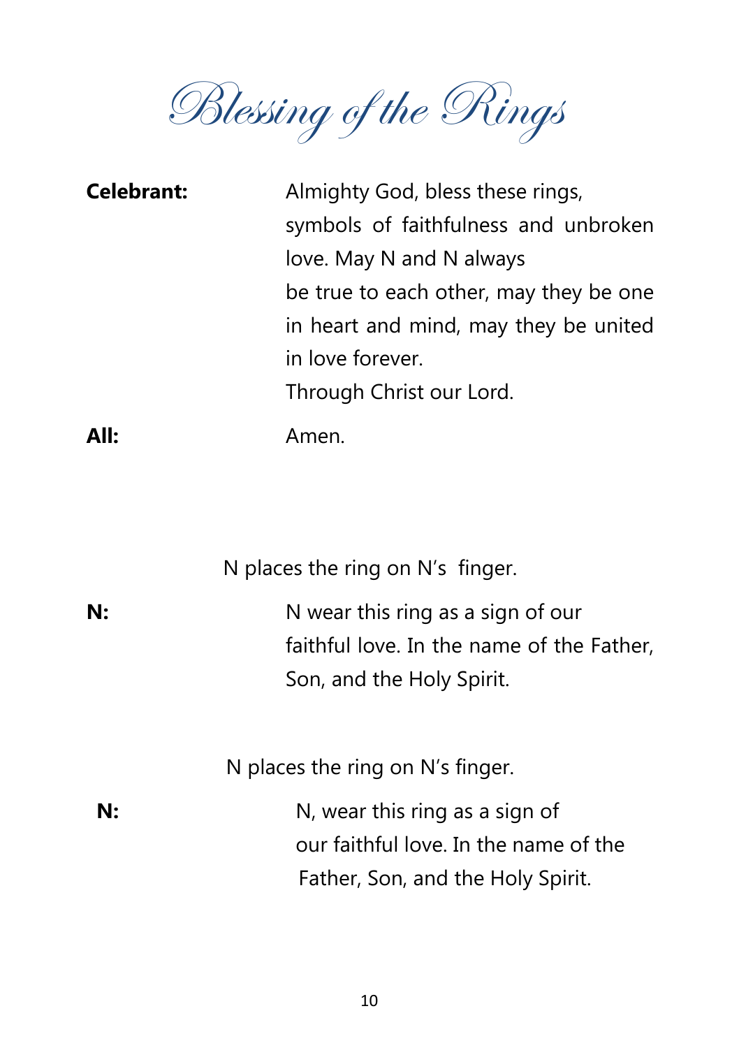# Blessing of the Rings

**Celebrant:** Almighty God, bless these rings, symbols of faithfulness and unbroken love. May N and N always be true to each other, may they be one in heart and mind, may they be united in love forever.
Through Christ our Lord.

**All:** Amen.

N places the ring on N's finger.

**N:** N wear this ring as a sign of our faithful love. In the name of the Father, Son, and the Holy Spirit.

N places the ring on N's finger.

**N:** N, wear this ring as a sign of our faithful love. In the name of the Father, Son, and the Holy Spirit.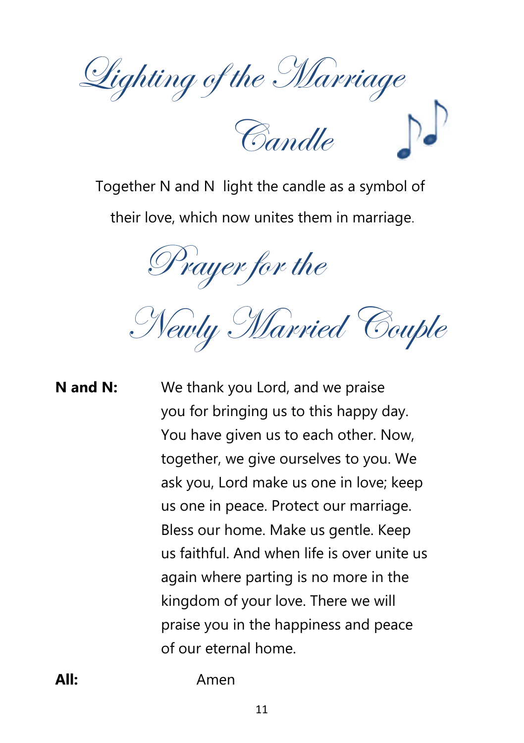# Lighting of the Marriage Candle

Together N and N  light the candle as a symbol of their love, which now unites them in marriage.

# Prayer for the Newly Married Couple

**N and N:** We thank you Lord, and we praise you for bringing us to this happy day. You have given us to each other. Now, together, we give ourselves to you. We ask you, Lord make us one in love; keep us one in peace. Protect our marriage. Bless our home. Make us gentle. Keep us faithful. And when life is over unite us again where parting is no more in the kingdom of your love. There we will praise you in the happiness and peace of our eternal home.

**All:** Amen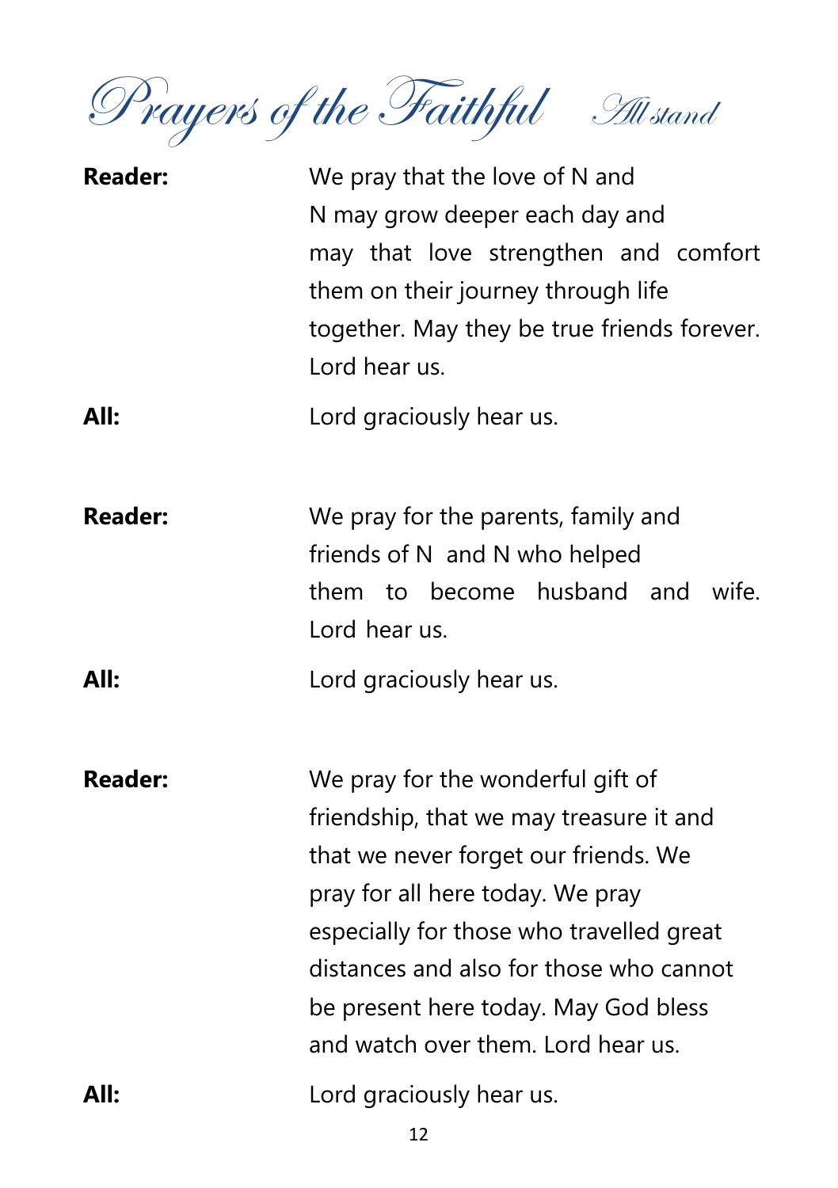# Prayers of the Faithful *All stand*

**Reader:** We pray that the love of N and N may grow deeper each day and may that love strengthen and comfort them on their journey through life together. May they be true friends forever. Lord hear us.

**All:** Lord graciously hear us.

**Reader:** We pray for the parents, family and friends of N and N who helped them to become husband and wife. Lord hear us.

**All:** Lord graciously hear us.

**Reader:** We pray for the wonderful gift of friendship, that we may treasure it and that we never forget our friends. We pray for all here today. We pray especially for those who travelled great distances and also for those who cannot be present here today. May God bless and watch over them. Lord hear us.

**All:** Lord graciously hear us.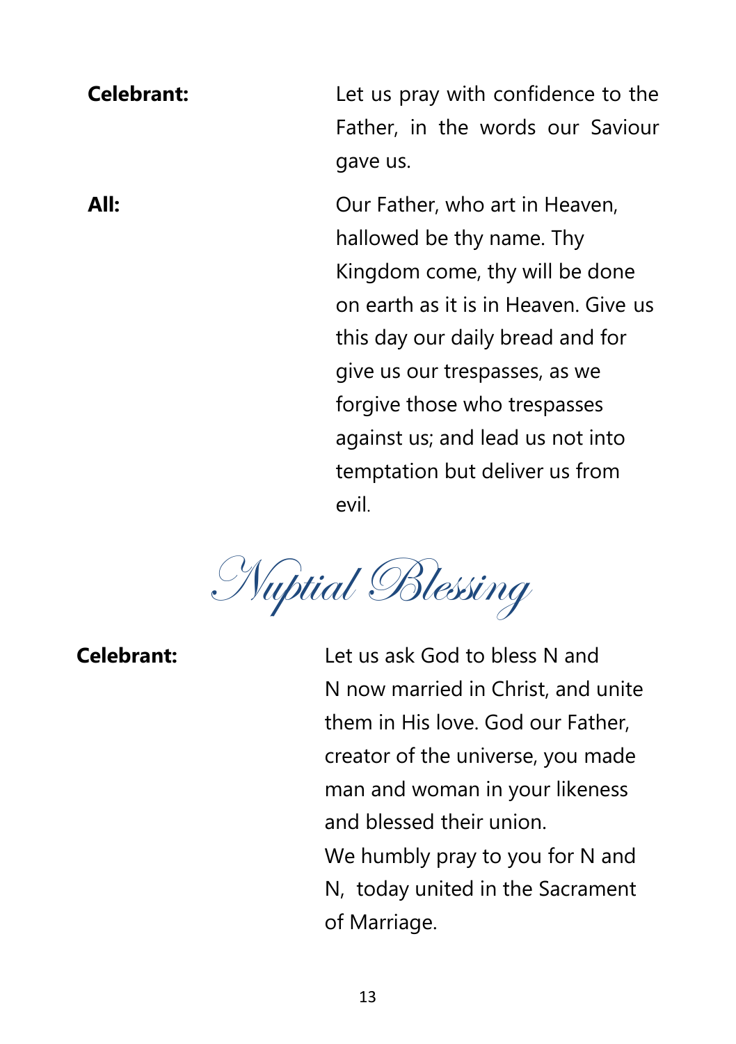**Celebrant:** Let us pray with confidence to the Father, in the words our Saviour gave us.

**All:** Our Father, who art in Heaven, hallowed be thy name. Thy Kingdom come, thy will be done on earth as it is in Heaven. Give us this day our daily bread and for give us our trespasses, as we forgive those who trespasses against us; and lead us not into temptation but deliver us from evil.

## *Nuptial Blessing*

**Celebrant:** Let us ask God to bless N and N now married in Christ, and unite them in His love. God our Father, creator of the universe, you made man and woman in your likeness and blessed their union.
We humbly pray to you for N and N, today united in the Sacrament of Marriage.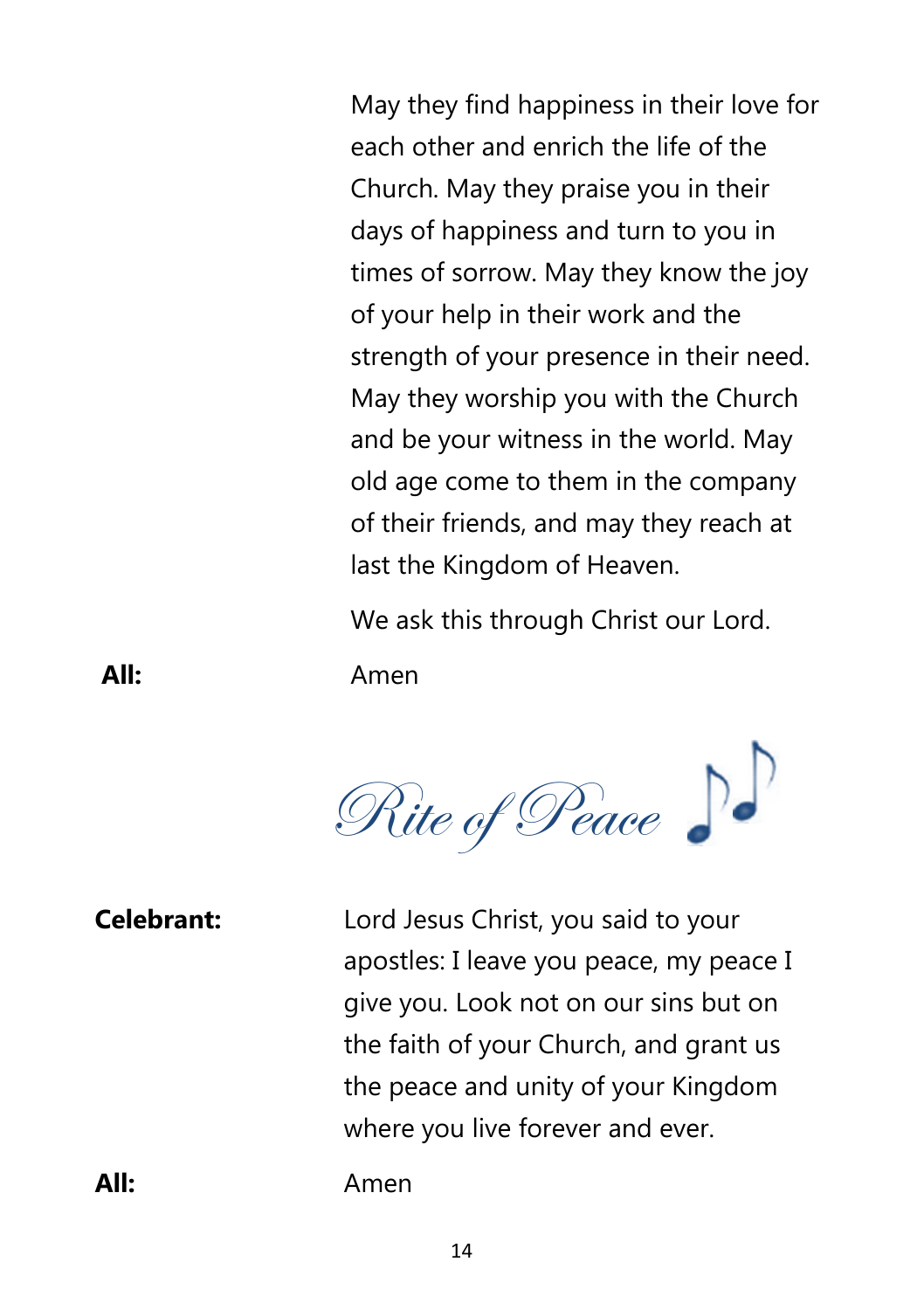May they find happiness in their love for each other and enrich the life of the Church. May they praise you in their days of happiness and turn to you in times of sorrow. May they know the joy of your help in their work and the strength of your presence in their need. May they worship you with the Church and be your witness in the world. May old age come to them in the company of their friends, and may they reach at last the Kingdom of Heaven.

We ask this through Christ our Lord.

**All:** Amen

## *Rite of Peace*

**Celebrant:** Lord Jesus Christ, you said to your apostles: I leave you peace, my peace I give you. Look not on our sins but on the faith of your Church, and grant us the peace and unity of your Kingdom where you live forever and ever.

**All:** Amen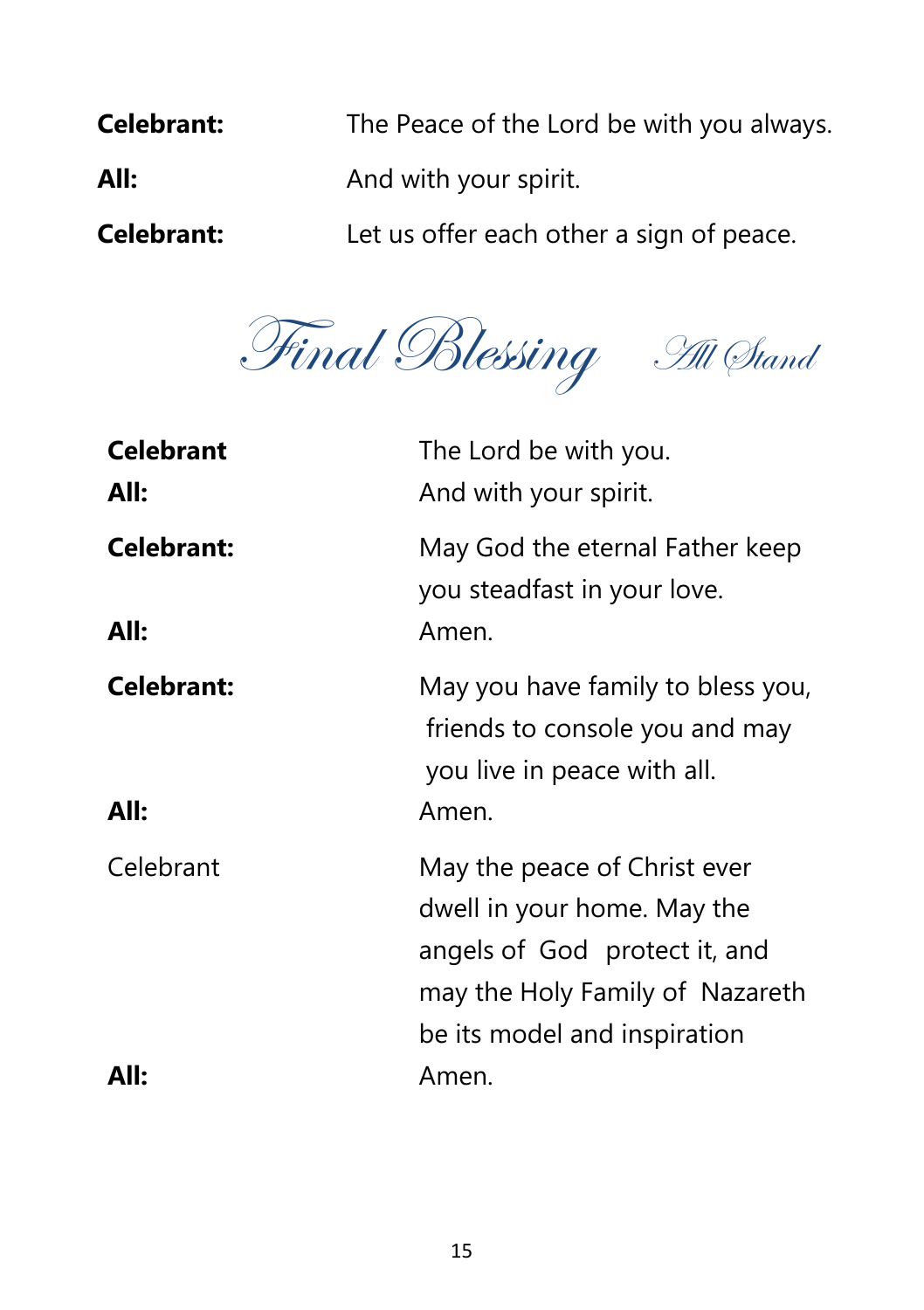**Celebrant:** The Peace of the Lord be with you always.

**All:** And with your spirit.

**Celebrant:** Let us offer each other a sign of peace.

## *Final Blessing* *All Stand*

**Celebrant** The Lord be with you.

**All:** And with your spirit.

**Celebrant:** May God the eternal Father keep you steadfast in your love.

**All:** Amen.

**Celebrant:** May you have family to bless you, friends to console you and may you live in peace with all.

**All:** Amen.

Celebrant May the peace of Christ ever dwell in your home. May the angels of God protect it, and may the Holy Family of Nazareth be its model and inspiration

**All:** Amen.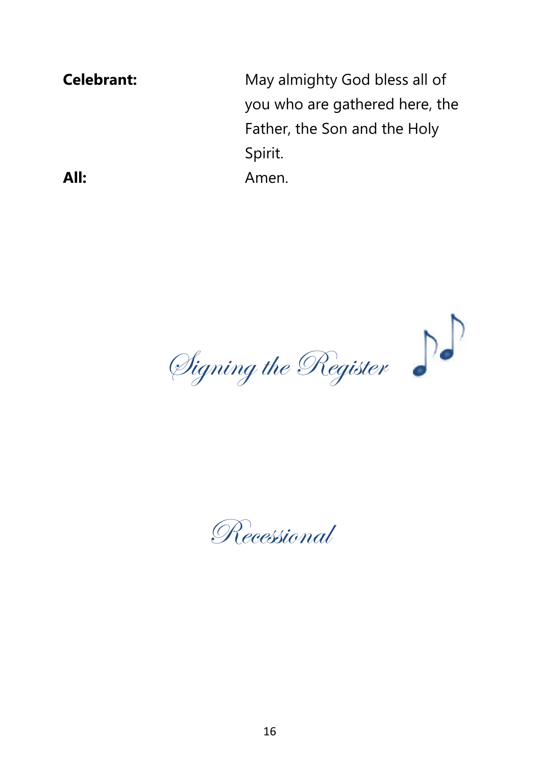**Celebrant:** May almighty God bless all of you who are gathered here, the Father, the Son and the Holy Spirit.

**All:** Amen.

## *Signing the Register*

## *Recessional*